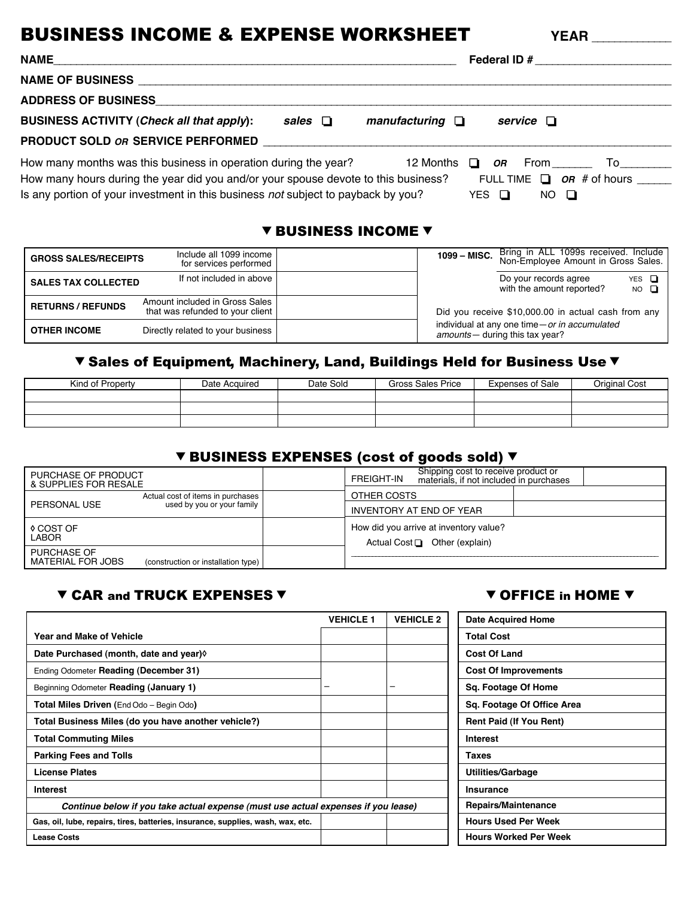# BUSINESS INCOME & EXPENSE WORKSHEET

**YEAR** ___________

**NAME** ________________________________________ **Federal ID #** ____________________

**NAME OF BUSINESS** ________________________________________________

**ADDRESS OF BUSINESS** ________________________________________________

**BUSINESS ACTIVITY (*Check all that apply*):** ***sales*** ❑ ***manufacturing*** ❑ ***service*** ❑

**PRODUCT SOLD *OR* SERVICE PERFORMED** ________________________________________________

How many months was this business in operation during the year? 12 Months ❑ ***OR*** From ______ To ________

How many hours during the year did you and/or your spouse devote to this business? FULL TIME ❑ ***OR*** # of hours ______

Is any portion of your investment in this business *not* subject to payback by you? YES ❑ NO ❑

## ▼ BUSINESS INCOME ▼

| | | |
|---|---|---|
| **GROSS SALES/RECEIPTS** | Include all 1099 income for services performed | |
| **SALES TAX COLLECTED** | If not included in above | |
| **RETURNS / REFUNDS** | Amount included in Gross Sales that was refunded to your client | |
| **OTHER INCOME** | Directly related to your business | |

**1099 – MISC.** Bring in ALL 1099s received. Include Non-Employee Amount in Gross Sales.

Do your records agree with the amount reported? YES ❑ NO ❑

Did you receive $10,000.00 in actual cash from any individual at any one time—*or in accumulated amounts*— during this tax year?

## ▼ Sales of Equipment, Machinery, Land, Buildings Held for Business Use ▼

| Kind of Property | Date Acquired | Date Sold | Gross Sales Price | Expenses of Sale | Original Cost |
|---|---|---|---|---|---|
| | | | | | |
| | | | | | |
| | | | | | |

## ▼ BUSINESS EXPENSES (cost of goods sold) ▼

| | | | |
|---|---|---|---|
| PURCHASE OF PRODUCT & SUPPLIES FOR RESALE | | FREIGHT-IN — Shipping cost to receive product or materials, if not included in purchases | |
| PERSONAL USE — Actual cost of items in purchases used by you or your family | | OTHER COSTS | |
| | | INVENTORY AT END OF YEAR | |
| ◊ COST OF LABOR | | How did you arrive at inventory value? Actual Cost ❑ Other (explain) | |
| PURCHASE OF MATERIAL FOR JOBS (construction or installation type) | | ________________________________ | |

## ▼ CAR and TRUCK EXPENSES ▼

| | VEHICLE 1 | VEHICLE 2 |
|---|---|---|
| **Year and Make of Vehicle** | | |
| **Date Purchased (month, date and year)◊** | | |
| Ending Odometer **Reading (December 31)** | | |
| Beginning Odometer **Reading (January 1)** | – | – |
| **Total Miles Driven (**End Odo – Begin Odo**)** | | |
| **Total Business Miles (do you have another vehicle?)** | | |
| **Total Commuting Miles** | | |
| **Parking Fees and Tolls** | | |
| **License Plates** | | |
| **Interest** | | |
| ***Continue below if you take actual expense (must use actual expenses if you lease)*** | | |
| **Gas, oil, lube, repairs, tires, batteries, insurance, supplies, wash, wax, etc.** | | |
| **Lease Costs** | | |

## ▼ OFFICE in HOME ▼

| | |
|---|---|
| **Date Acquired Home** | |
| **Total Cost** | |
| **Cost Of Land** | |
| **Cost Of Improvements** | |
| **Sq. Footage Of Home** | |
| **Sq. Footage Of Office Area** | |
| **Rent Paid (If You Rent)** | |
| **Interest** | |
| **Taxes** | |
| **Utilities/Garbage** | |
| **Insurance** | |
| **Repairs/Maintenance** | |
| **Hours Used Per Week** | |
| **Hours Worked Per Week** | |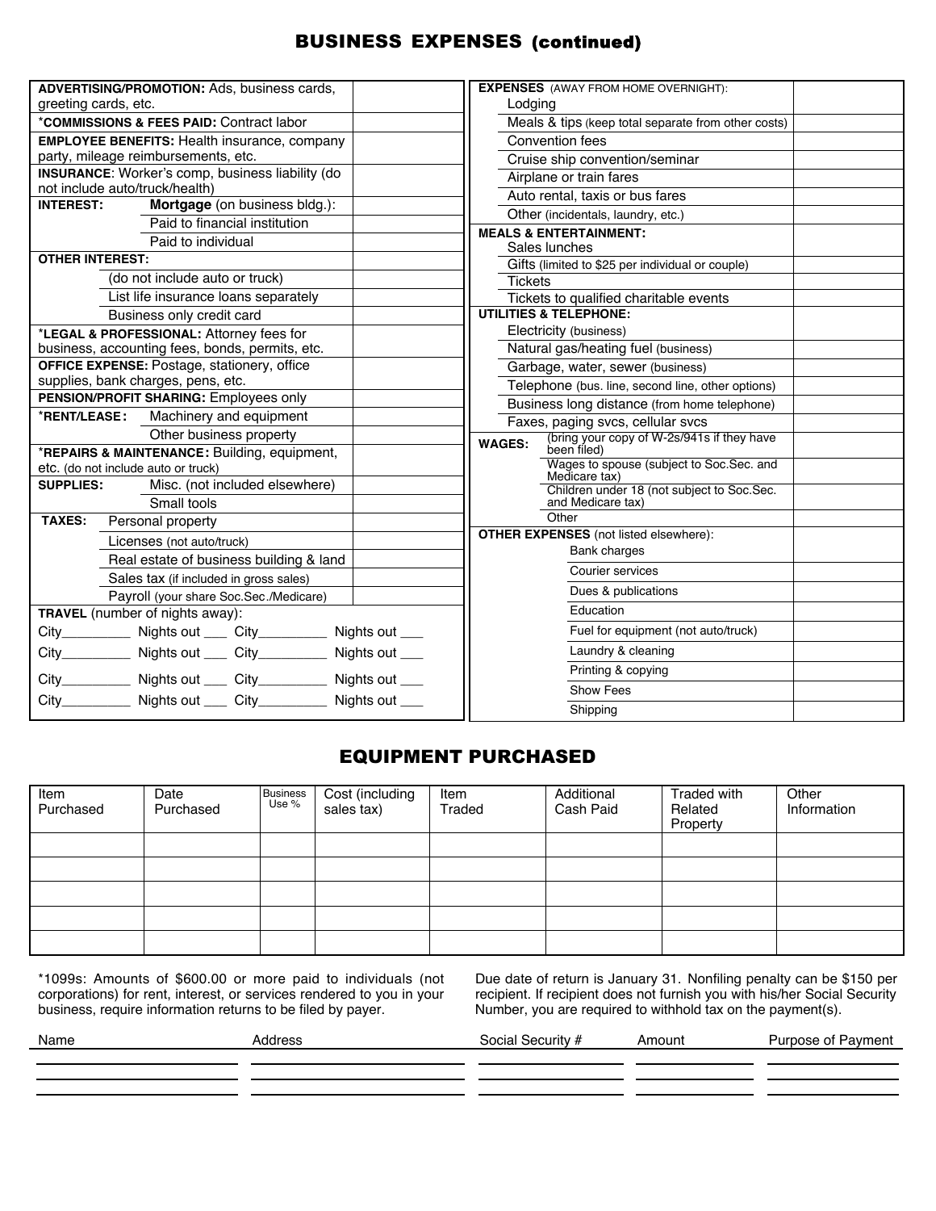# BUSINESS EXPENSES (continued)

| | |
|---|---|
| **ADVERTISING/PROMOTION:** Ads, business cards, greeting cards, etc. | |
| ***COMMISSIONS & FEES PAID:** Contract labor | |
| **EMPLOYEE BENEFITS:** Health insurance, company party, mileage reimbursements, etc. | |
| **INSURANCE**: Worker's comp, business liability (do not include auto/truck/health) | |
| **INTEREST:** **Mortgage** (on business bldg.): | |
| Paid to financial institution | |
| Paid to individual | |
| **OTHER INTEREST:** | |
| (do not include auto or truck) | |
| List life insurance loans separately | |
| Business only credit card | |
| ***LEGAL & PROFESSIONAL:** Attorney fees for business, accounting fees, bonds, permits, etc. | |
| **OFFICE EXPENSE:** Postage, stationery, office supplies, bank charges, pens, etc. | |
| **PENSION/PROFIT SHARING:** Employees only | |
| ***RENT/LEASE:** Machinery and equipment | |
| Other business property | |
| ***REPAIRS & MAINTENANCE:** Building, equipment, etc. (do not include auto or truck) | |
| **SUPPLIES:** Misc. (not included elsewhere) | |
| Small tools | |
| **TAXES:** Personal property | |
| Licenses (not auto/truck) | |
| Real estate of business building & land | |
| Sales tax (if included in gross sales) | |
| Payroll (your share Soc.Sec./Medicare) | |

**TRAVEL** (number of nights away):

City_________ Nights out ___ City_________ Nights out ___
City_________ Nights out ___ City_________ Nights out ___
City_________ Nights out ___ City_________ Nights out ___
City_________ Nights out ___ City_________ Nights out ___

| | |
|---|---|
| **EXPENSES** (AWAY FROM HOME OVERNIGHT): Lodging | |
| Meals & tips (keep total separate from other costs) | |
| Convention fees | |
| Cruise ship convention/seminar | |
| Airplane or train fares | |
| Auto rental, taxis or bus fares | |
| Other (incidentals, laundry, etc.) | |
| **MEALS & ENTERTAINMENT:** Sales lunches | |
| Gifts (limited to $25 per individual or couple) | |
| Tickets | |
| Tickets to qualified charitable events | |
| **UTILITIES & TELEPHONE:** | |
| Electricity (business) | |
| Natural gas/heating fuel (business) | |
| Garbage, water, sewer (business) | |
| Telephone (bus. line, second line, other options) | |
| Business long distance (from home telephone) | |
| Faxes, paging svcs, cellular svcs | |
| **WAGES:** (bring your copy of W-2s/941s if they have been filed) | |
| Wages to spouse (subject to Soc.Sec. and Medicare tax) | |
| Children under 18 (not subject to Soc.Sec. and Medicare tax) | |
| Other | |
| **OTHER EXPENSES** (not listed elsewhere): Bank charges | |
| Courier services | |
| Dues & publications | |
| Education | |
| Fuel for equipment (not auto/truck) | |
| Laundry & cleaning | |
| Printing & copying | |
| Show Fees | |
| Shipping | |

# EQUIPMENT PURCHASED

| Item Purchased | Date Purchased | Business Use % | Cost (including sales tax) | Item Traded | Additional Cash Paid | Traded with Related Property | Other Information |
|---|---|---|---|---|---|---|---|
| | | | | | | | |
| | | | | | | | |
| | | | | | | | |
| | | | | | | | |
| | | | | | | | |

*1099s: Amounts of $600.00 or more paid to individuals (not corporations) for rent, interest, or services rendered to you in your business, require information returns to be filed by payer.

Due date of return is January 31. Nonfiling penalty can be $150 per recipient. If recipient does not furnish you with his/her Social Security Number, you are required to withhold tax on the payment(s).

| Name | Address | Social Security # | Amount | Purpose of Payment |
|---|---|---|---|---|
| | | | | |
| | | | | |
| | | | | |